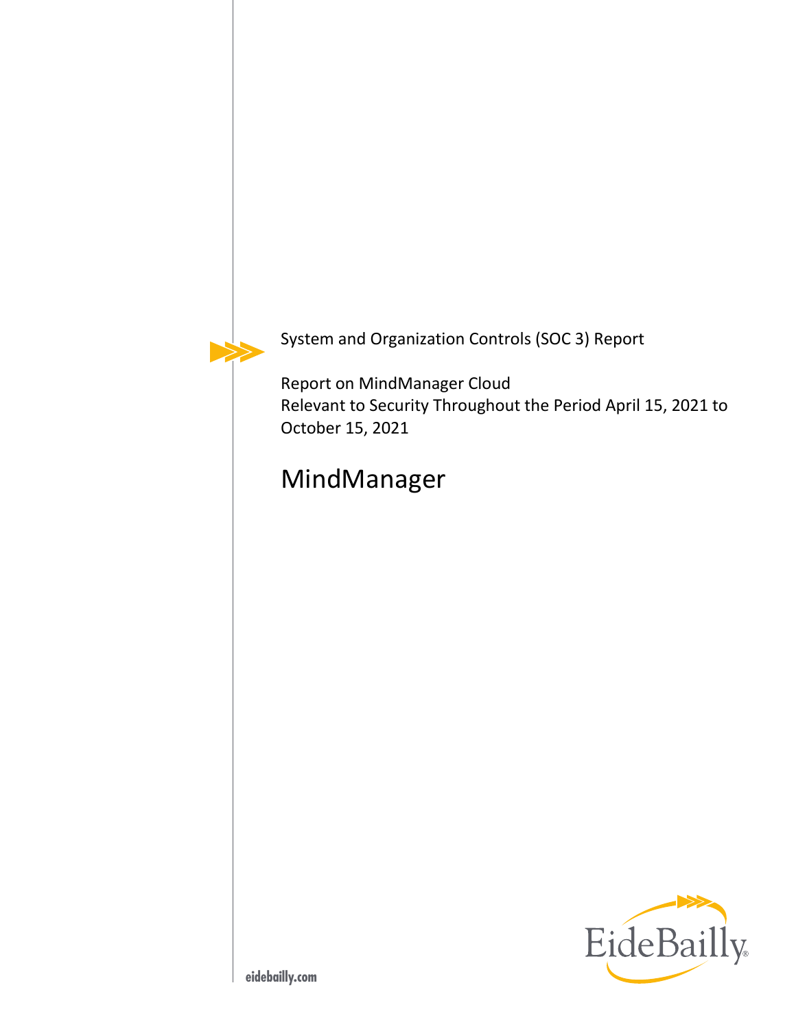System and Organization Controls (SOC 3) Report

Report on MindManager Cloud
Relevant to Security Throughout the Period April 15, 2021 to October 15, 2021

# MindManager

EideBailly

eidebailly.com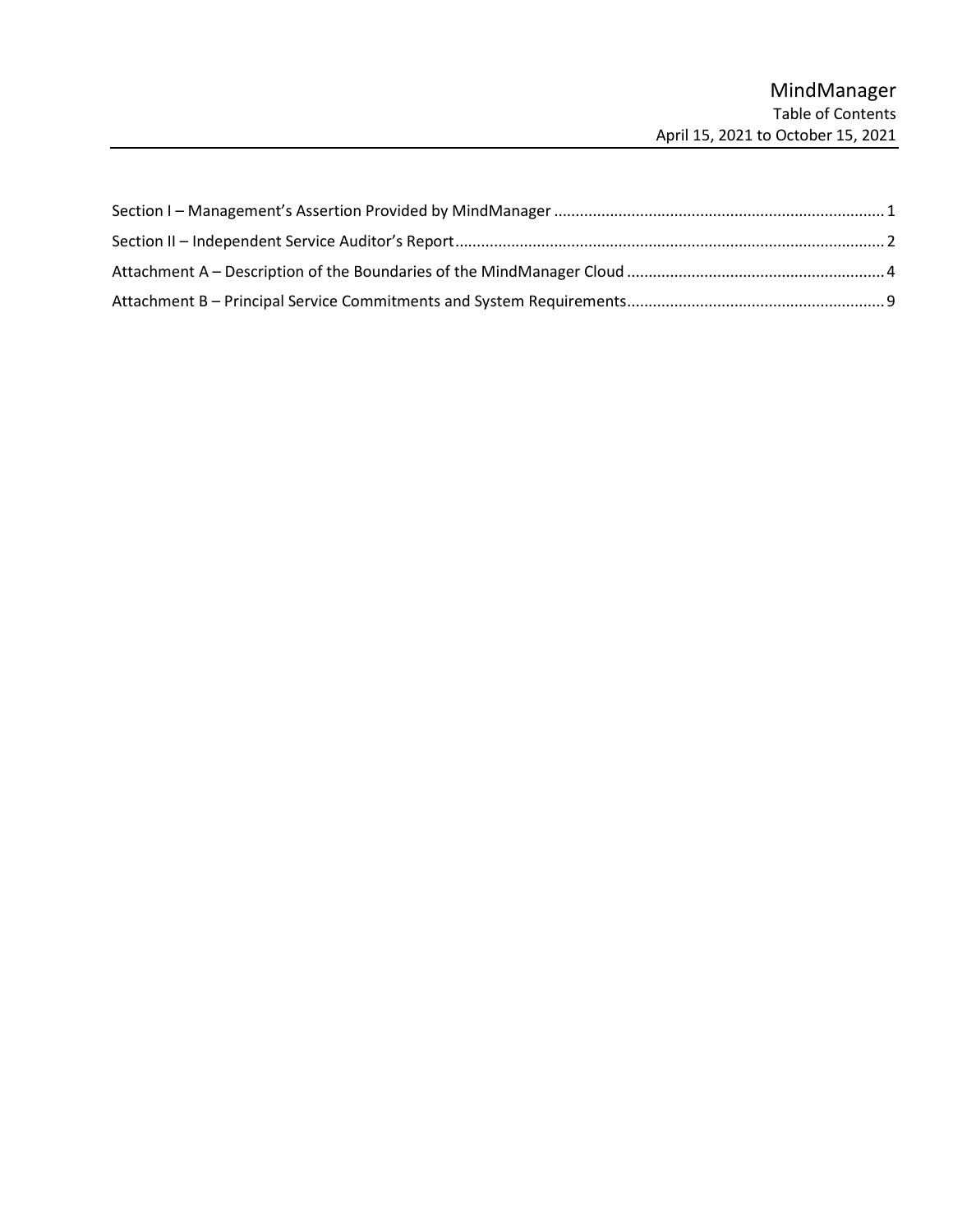Section I – Management's Assertion Provided by MindManager ... 1

Section II – Independent Service Auditor's Report ... 2

Attachment A – Description of the Boundaries of the MindManager Cloud ... 4

Attachment B – Principal Service Commitments and System Requirements ... 9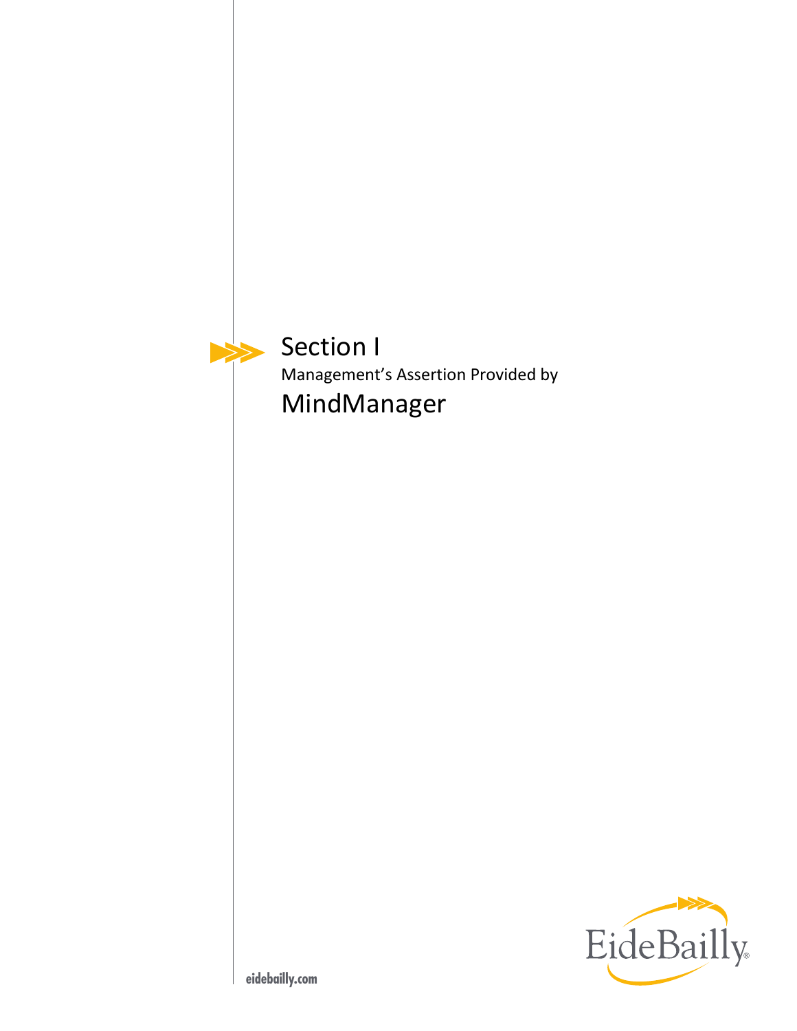# Section I

Management's Assertion Provided by

## MindManager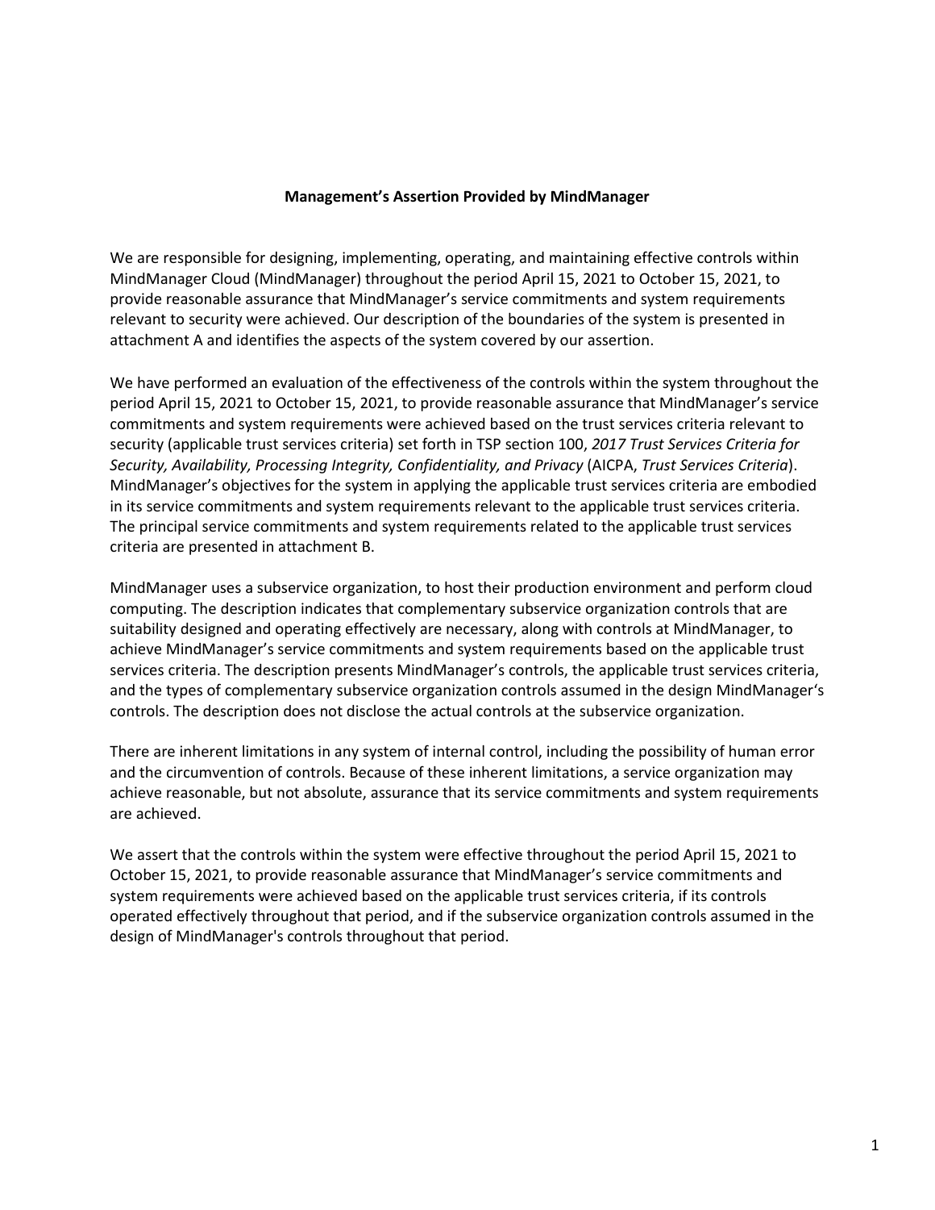**Management's Assertion Provided by MindManager**

We are responsible for designing, implementing, operating, and maintaining effective controls within MindManager Cloud (MindManager) throughout the period April 15, 2021 to October 15, 2021, to provide reasonable assurance that MindManager's service commitments and system requirements relevant to security were achieved. Our description of the boundaries of the system is presented in attachment A and identifies the aspects of the system covered by our assertion.

We have performed an evaluation of the effectiveness of the controls within the system throughout the period April 15, 2021 to October 15, 2021, to provide reasonable assurance that MindManager's service commitments and system requirements were achieved based on the trust services criteria relevant to security (applicable trust services criteria) set forth in TSP section 100, *2017 Trust Services Criteria for Security, Availability, Processing Integrity, Confidentiality, and Privacy* (AICPA, *Trust Services Criteria*). MindManager's objectives for the system in applying the applicable trust services criteria are embodied in its service commitments and system requirements relevant to the applicable trust services criteria. The principal service commitments and system requirements related to the applicable trust services criteria are presented in attachment B.

MindManager uses a subservice organization, to host their production environment and perform cloud computing. The description indicates that complementary subservice organization controls that are suitability designed and operating effectively are necessary, along with controls at MindManager, to achieve MindManager's service commitments and system requirements based on the applicable trust services criteria. The description presents MindManager's controls, the applicable trust services criteria, and the types of complementary subservice organization controls assumed in the design MindManager's controls. The description does not disclose the actual controls at the subservice organization.

There are inherent limitations in any system of internal control, including the possibility of human error and the circumvention of controls. Because of these inherent limitations, a service organization may achieve reasonable, but not absolute, assurance that its service commitments and system requirements are achieved.

We assert that the controls within the system were effective throughout the period April 15, 2021 to October 15, 2021, to provide reasonable assurance that MindManager's service commitments and system requirements were achieved based on the applicable trust services criteria, if its controls operated effectively throughout that period, and if the subservice organization controls assumed in the design of MindManager's controls throughout that period.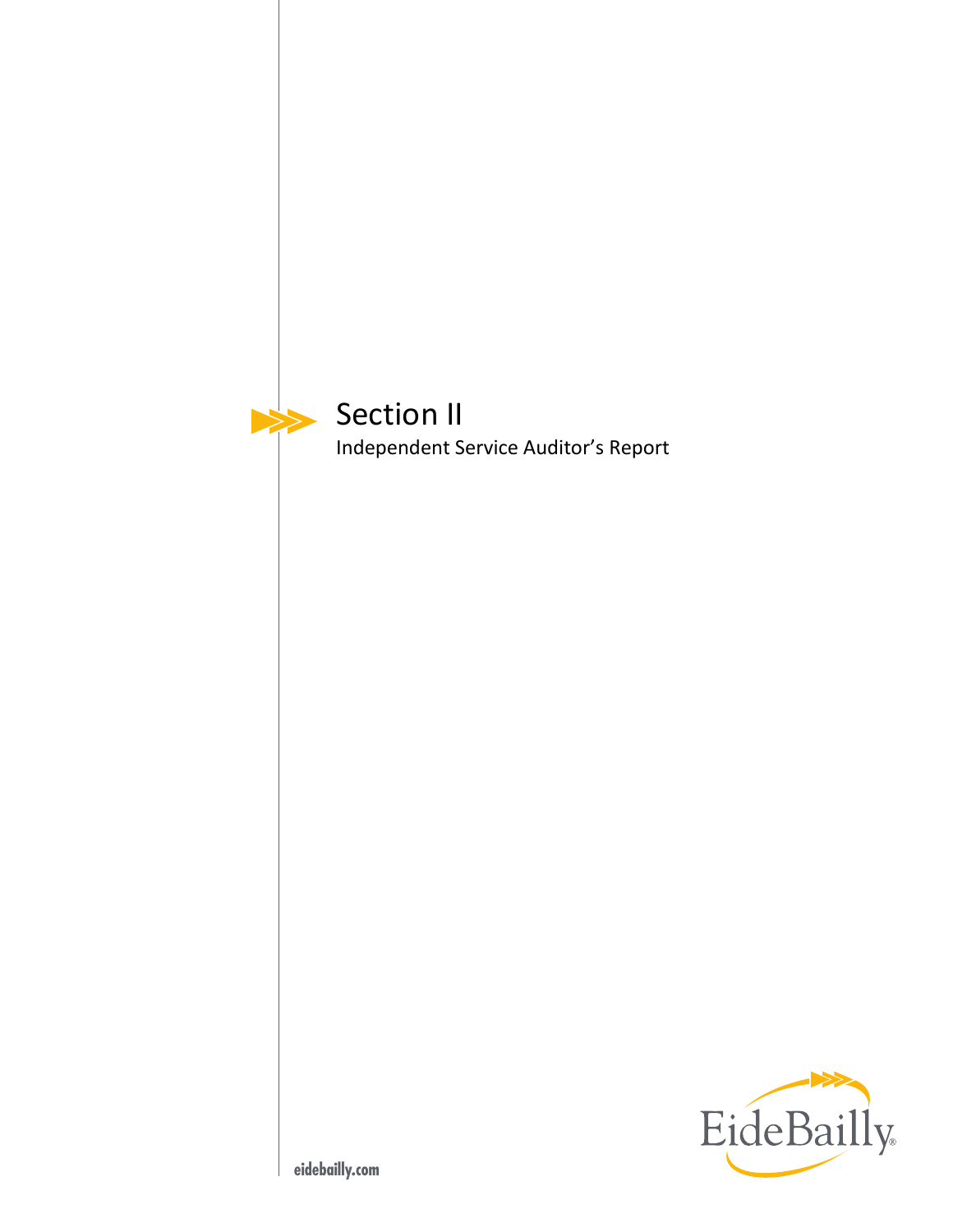# Section II

Independent Service Auditor's Report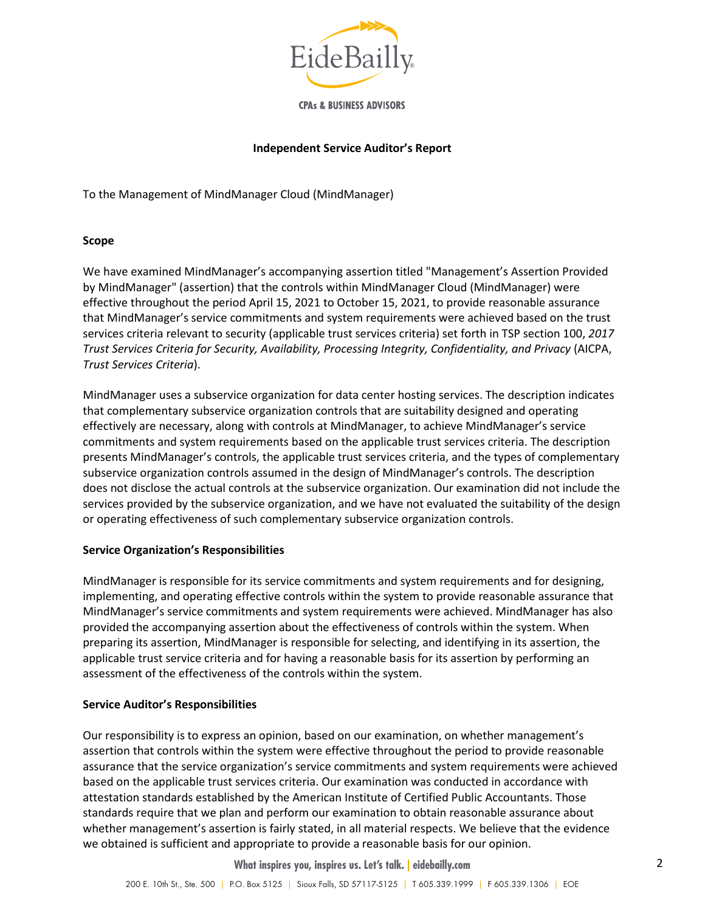EideBailly

CPAs & BUSINESS ADVISORS

**Independent Service Auditor's Report**

To the Management of MindManager Cloud (MindManager)

**Scope**

We have examined MindManager's accompanying assertion titled "Management's Assertion Provided by MindManager" (assertion) that the controls within MindManager Cloud (MindManager) were effective throughout the period April 15, 2021 to October 15, 2021, to provide reasonable assurance that MindManager's service commitments and system requirements were achieved based on the trust services criteria relevant to security (applicable trust services criteria) set forth in TSP section 100, *2017 Trust Services Criteria for Security, Availability, Processing Integrity, Confidentiality, and Privacy* (AICPA, *Trust Services Criteria*).

MindManager uses a subservice organization for data center hosting services. The description indicates that complementary subservice organization controls that are suitability designed and operating effectively are necessary, along with controls at MindManager, to achieve MindManager's service commitments and system requirements based on the applicable trust services criteria. The description presents MindManager's controls, the applicable trust services criteria, and the types of complementary subservice organization controls assumed in the design of MindManager's controls. The description does not disclose the actual controls at the subservice organization. Our examination did not include the services provided by the subservice organization, and we have not evaluated the suitability of the design or operating effectiveness of such complementary subservice organization controls.

**Service Organization's Responsibilities**

MindManager is responsible for its service commitments and system requirements and for designing, implementing, and operating effective controls within the system to provide reasonable assurance that MindManager's service commitments and system requirements were achieved. MindManager has also provided the accompanying assertion about the effectiveness of controls within the system. When preparing its assertion, MindManager is responsible for selecting, and identifying in its assertion, the applicable trust service criteria and for having a reasonable basis for its assertion by performing an assessment of the effectiveness of the controls within the system.

**Service Auditor's Responsibilities**

Our responsibility is to express an opinion, based on our examination, on whether management's assertion that controls within the system were effective throughout the period to provide reasonable assurance that the service organization's service commitments and system requirements were achieved based on the applicable trust services criteria. Our examination was conducted in accordance with attestation standards established by the American Institute of Certified Public Accountants. Those standards require that we plan and perform our examination to obtain reasonable assurance about whether management's assertion is fairly stated, in all material respects. We believe that the evidence we obtained is sufficient and appropriate to provide a reasonable basis for our opinion.

What inspires you, inspires us. Let's talk. | eidebailly.com

200 E. 10th St., Ste. 500 | P.O. Box 5125 | Sioux Falls, SD 57117-5125 | T 605.339.1999 | F 605.339.1306 | EOE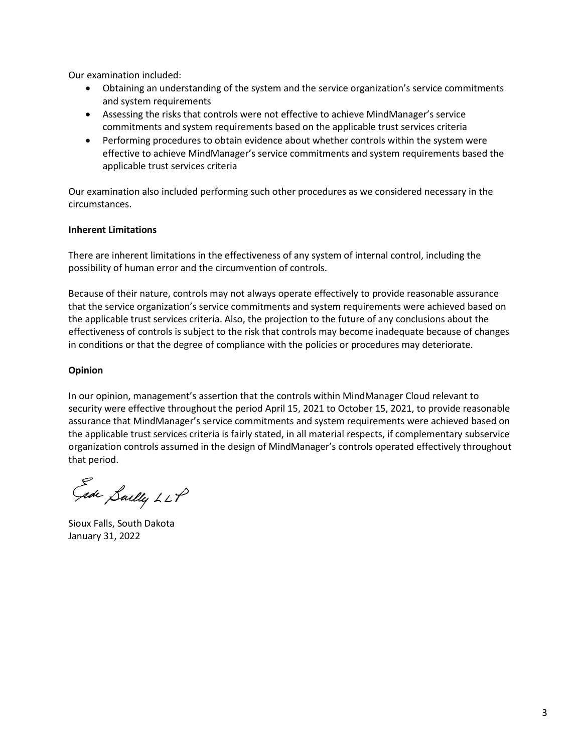Our examination included:

- Obtaining an understanding of the system and the service organization's service commitments and system requirements
- Assessing the risks that controls were not effective to achieve MindManager's service commitments and system requirements based on the applicable trust services criteria
- Performing procedures to obtain evidence about whether controls within the system were effective to achieve MindManager's service commitments and system requirements based the applicable trust services criteria

Our examination also included performing such other procedures as we considered necessary in the circumstances.

**Inherent Limitations**

There are inherent limitations in the effectiveness of any system of internal control, including the possibility of human error and the circumvention of controls.

Because of their nature, controls may not always operate effectively to provide reasonable assurance that the service organization's service commitments and system requirements were achieved based on the applicable trust services criteria. Also, the projection to the future of any conclusions about the effectiveness of controls is subject to the risk that controls may become inadequate because of changes in conditions or that the degree of compliance with the policies or procedures may deteriorate.

**Opinion**

In our opinion, management's assertion that the controls within MindManager Cloud relevant to security were effective throughout the period April 15, 2021 to October 15, 2021, to provide reasonable assurance that MindManager's service commitments and system requirements were achieved based on the applicable trust services criteria is fairly stated, in all material respects, if complementary subservice organization controls assumed in the design of MindManager's controls operated effectively throughout that period.

Eide Bailly LLP

Sioux Falls, South Dakota
January 31, 2022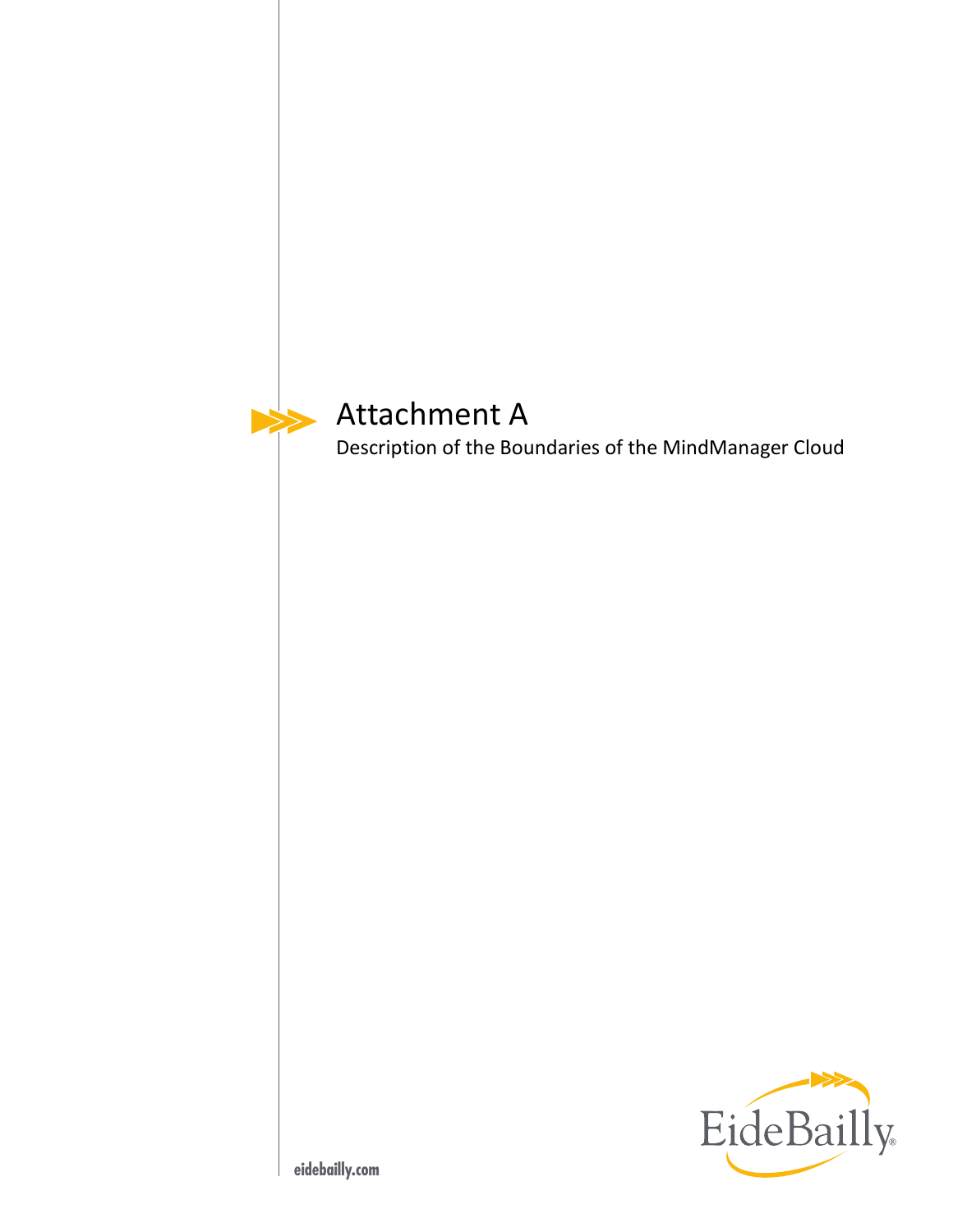# Attachment A

Description of the Boundaries of the MindManager Cloud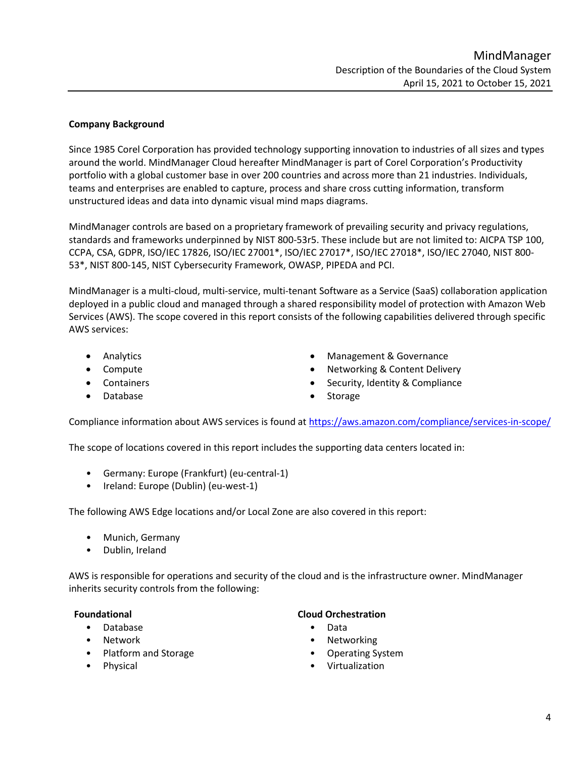**Company Background**

Since 1985 Corel Corporation has provided technology supporting innovation to industries of all sizes and types around the world. MindManager Cloud hereafter MindManager is part of Corel Corporation's Productivity portfolio with a global customer base in over 200 countries and across more than 21 industries. Individuals, teams and enterprises are enabled to capture, process and share cross cutting information, transform unstructured ideas and data into dynamic visual mind maps diagrams.

MindManager controls are based on a proprietary framework of prevailing security and privacy regulations, standards and frameworks underpinned by NIST 800-53r5. These include but are not limited to: AICPA TSP 100, CCPA, CSA, GDPR, ISO/IEC 17826, ISO/IEC 27001*, ISO/IEC 27017*, ISO/IEC 27018*, ISO/IEC 27040, NIST 800-53*, NIST 800-145, NIST Cybersecurity Framework, OWASP, PIPEDA and PCI.

MindManager is a multi-cloud, multi-service, multi-tenant Software as a Service (SaaS) collaboration application deployed in a public cloud and managed through a shared responsibility model of protection with Amazon Web Services (AWS). The scope covered in this report consists of the following capabilities delivered through specific AWS services:

- Analytics
- Compute
- Containers
- Database
- Management & Governance
- Networking & Content Delivery
- Security, Identity & Compliance
- Storage

Compliance information about AWS services is found at https://aws.amazon.com/compliance/services-in-scope/

The scope of locations covered in this report includes the supporting data centers located in:

- Germany: Europe (Frankfurt) (eu-central-1)
- Ireland: Europe (Dublin) (eu-west-1)

The following AWS Edge locations and/or Local Zone are also covered in this report:

- Munich, Germany
- Dublin, Ireland

AWS is responsible for operations and security of the cloud and is the infrastructure owner. MindManager inherits security controls from the following:

**Foundational**

- Database
- Network
- Platform and Storage
- Physical

**Cloud Orchestration**

- Data
- Networking
- Operating System
- Virtualization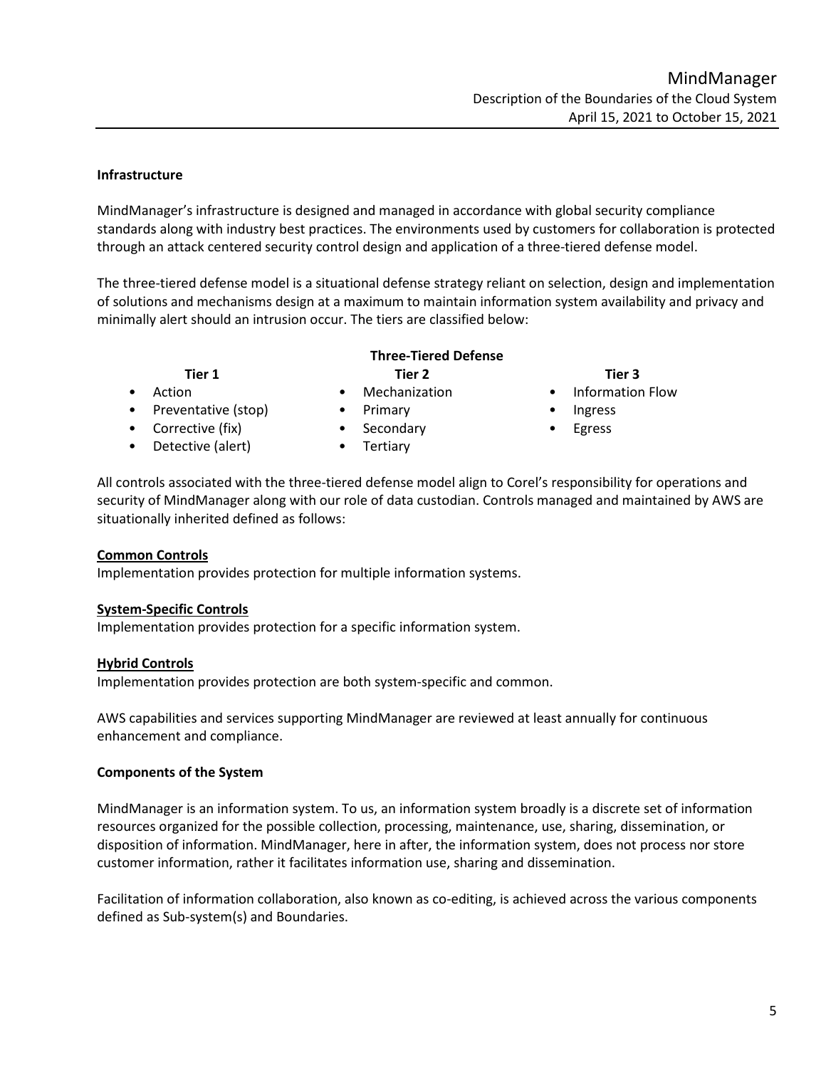### Infrastructure

MindManager's infrastructure is designed and managed in accordance with global security compliance standards along with industry best practices. The environments used by customers for collaboration is protected through an attack centered security control design and application of a three-tiered defense model.

The three-tiered defense model is a situational defense strategy reliant on selection, design and implementation of solutions and mechanisms design at a maximum to maintain information system availability and privacy and minimally alert should an intrusion occur. The tiers are classified below:

**Three-Tiered Defense**

| Tier 1 | Tier 2 | Tier 3 |
| --- | --- | --- |
| • Action | • Mechanization | • Information Flow |
| • Preventative (stop) | • Primary | • Ingress |
| • Corrective (fix) | • Secondary | • Egress |
| • Detective (alert) | • Tertiary | |

All controls associated with the three-tiered defense model align to Corel's responsibility for operations and security of MindManager along with our role of data custodian. Controls managed and maintained by AWS are situationally inherited defined as follows:

**Common Controls**
Implementation provides protection for multiple information systems.

**System-Specific Controls**
Implementation provides protection for a specific information system.

**Hybrid Controls**
Implementation provides protection are both system-specific and common.

AWS capabilities and services supporting MindManager are reviewed at least annually for continuous enhancement and compliance.

### Components of the System

MindManager is an information system. To us, an information system broadly is a discrete set of information resources organized for the possible collection, processing, maintenance, use, sharing, dissemination, or disposition of information. MindManager, here in after, the information system, does not process nor store customer information, rather it facilitates information use, sharing and dissemination.

Facilitation of information collaboration, also known as co-editing, is achieved across the various components defined as Sub-system(s) and Boundaries.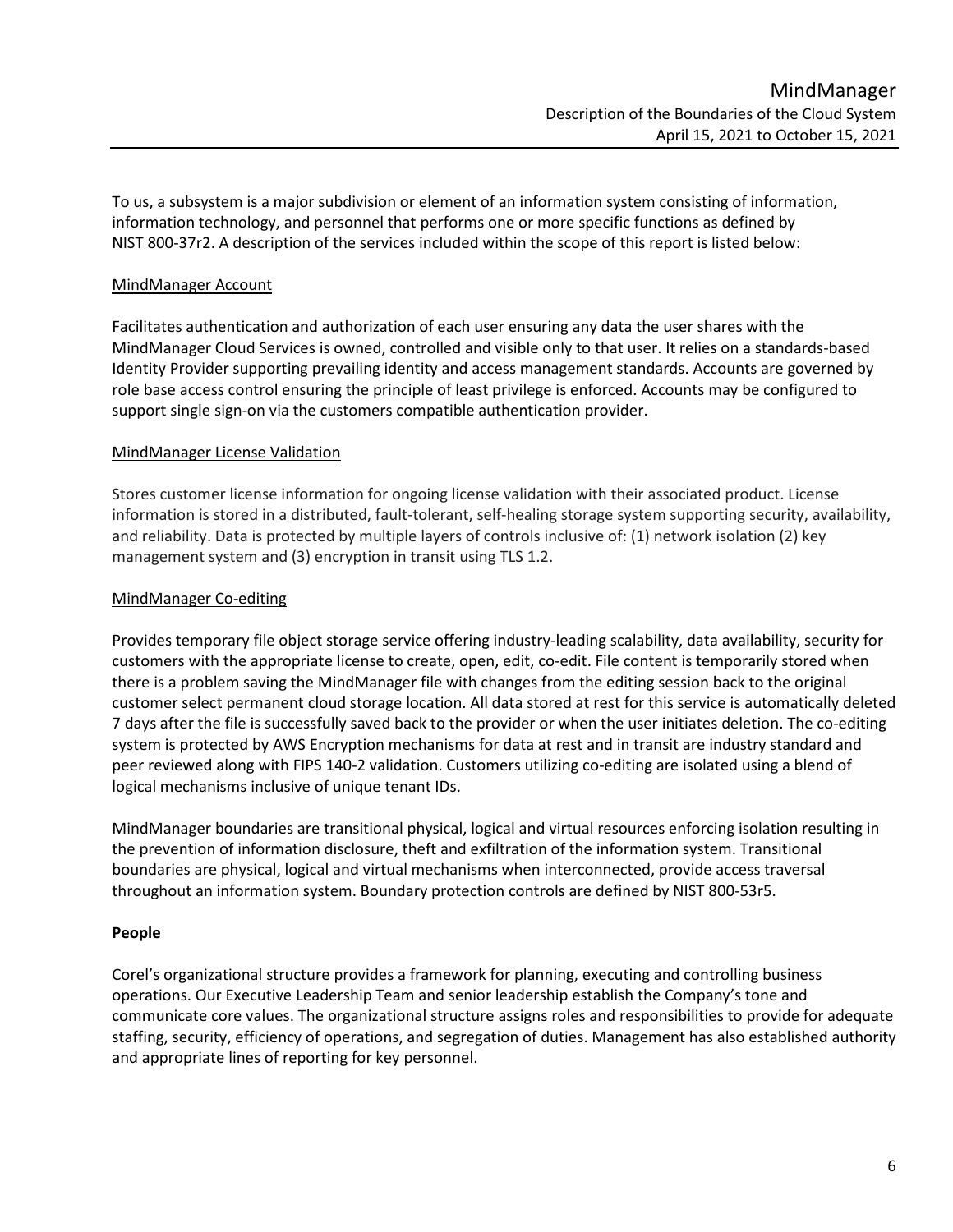To us, a subsystem is a major subdivision or element of an information system consisting of information, information technology, and personnel that performs one or more specific functions as defined by NIST 800-37r2. A description of the services included within the scope of this report is listed below:

MindManager Account

Facilitates authentication and authorization of each user ensuring any data the user shares with the MindManager Cloud Services is owned, controlled and visible only to that user. It relies on a standards-based Identity Provider supporting prevailing identity and access management standards. Accounts are governed by role base access control ensuring the principle of least privilege is enforced. Accounts may be configured to support single sign-on via the customers compatible authentication provider.

MindManager License Validation

Stores customer license information for ongoing license validation with their associated product. License information is stored in a distributed, fault-tolerant, self-healing storage system supporting security, availability, and reliability. Data is protected by multiple layers of controls inclusive of: (1) network isolation (2) key management system and (3) encryption in transit using TLS 1.2.

MindManager Co-editing

Provides temporary file object storage service offering industry-leading scalability, data availability, security for customers with the appropriate license to create, open, edit, co-edit. File content is temporarily stored when there is a problem saving the MindManager file with changes from the editing session back to the original customer select permanent cloud storage location. All data stored at rest for this service is automatically deleted 7 days after the file is successfully saved back to the provider or when the user initiates deletion. The co-editing system is protected by AWS Encryption mechanisms for data at rest and in transit are industry standard and peer reviewed along with FIPS 140-2 validation. Customers utilizing co-editing are isolated using a blend of logical mechanisms inclusive of unique tenant IDs.

MindManager boundaries are transitional physical, logical and virtual resources enforcing isolation resulting in the prevention of information disclosure, theft and exfiltration of the information system. Transitional boundaries are physical, logical and virtual mechanisms when interconnected, provide access traversal throughout an information system. Boundary protection controls are defined by NIST 800-53r5.

**People**

Corel's organizational structure provides a framework for planning, executing and controlling business operations. Our Executive Leadership Team and senior leadership establish the Company's tone and communicate core values. The organizational structure assigns roles and responsibilities to provide for adequate staffing, security, efficiency of operations, and segregation of duties. Management has also established authority and appropriate lines of reporting for key personnel.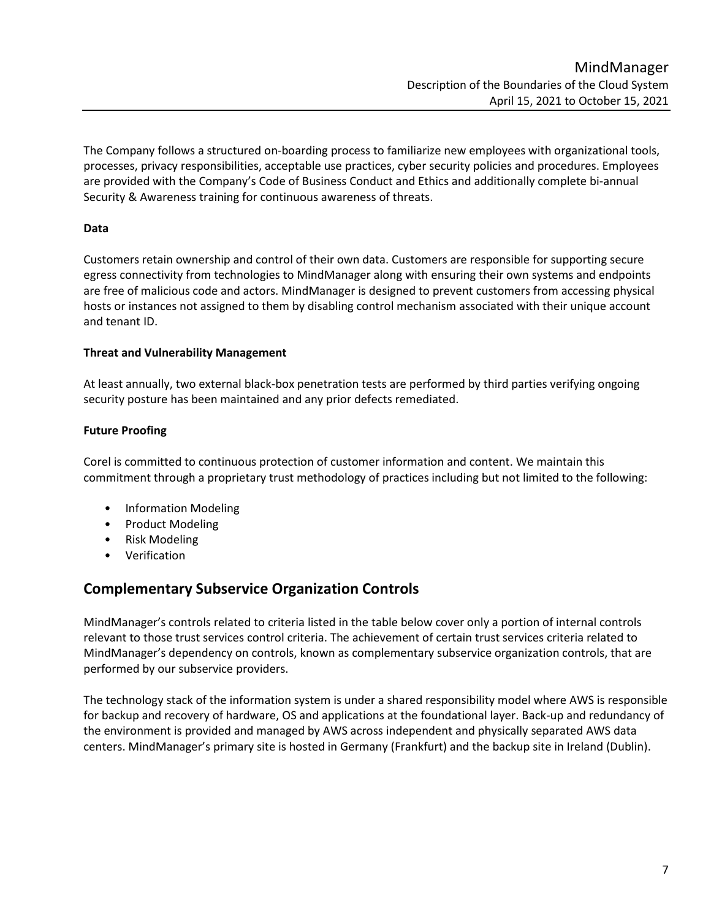The Company follows a structured on-boarding process to familiarize new employees with organizational tools, processes, privacy responsibilities, acceptable use practices, cyber security policies and procedures. Employees are provided with the Company's Code of Business Conduct and Ethics and additionally complete bi-annual Security & Awareness training for continuous awareness of threats.

**Data**

Customers retain ownership and control of their own data. Customers are responsible for supporting secure egress connectivity from technologies to MindManager along with ensuring their own systems and endpoints are free of malicious code and actors. MindManager is designed to prevent customers from accessing physical hosts or instances not assigned to them by disabling control mechanism associated with their unique account and tenant ID.

**Threat and Vulnerability Management**

At least annually, two external black-box penetration tests are performed by third parties verifying ongoing security posture has been maintained and any prior defects remediated.

**Future Proofing**

Corel is committed to continuous protection of customer information and content. We maintain this commitment through a proprietary trust methodology of practices including but not limited to the following:

- Information Modeling
- Product Modeling
- Risk Modeling
- Verification

## Complementary Subservice Organization Controls

MindManager's controls related to criteria listed in the table below cover only a portion of internal controls relevant to those trust services control criteria. The achievement of certain trust services criteria related to MindManager's dependency on controls, known as complementary subservice organization controls, that are performed by our subservice providers.

The technology stack of the information system is under a shared responsibility model where AWS is responsible for backup and recovery of hardware, OS and applications at the foundational layer. Back-up and redundancy of the environment is provided and managed by AWS across independent and physically separated AWS data centers. MindManager's primary site is hosted in Germany (Frankfurt) and the backup site in Ireland (Dublin).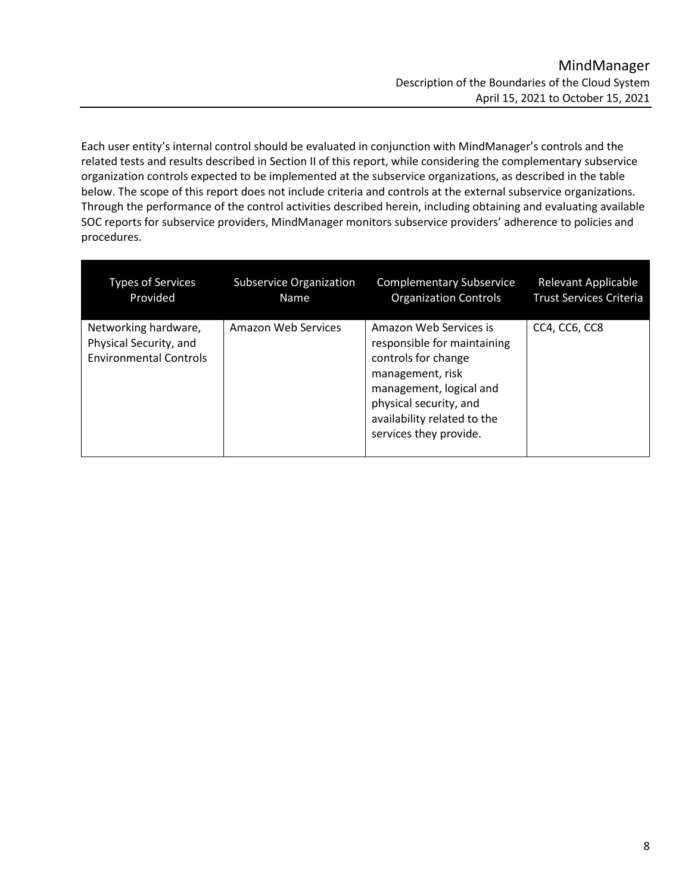Each user entity's internal control should be evaluated in conjunction with MindManager's controls and the related tests and results described in Section II of this report, while considering the complementary subservice organization controls expected to be implemented at the subservice organizations, as described in the table below. The scope of this report does not include criteria and controls at the external subservice organizations. Through the performance of the control activities described herein, including obtaining and evaluating available SOC reports for subservice providers, MindManager monitors subservice providers' adherence to policies and procedures.

| Types of Services Provided | Subservice Organization Name | Complementary Subservice Organization Controls | Relevant Applicable Trust Services Criteria |
|---|---|---|---|
| Networking hardware, Physical Security, and Environmental Controls | Amazon Web Services | Amazon Web Services is responsible for maintaining controls for change management, risk management, logical and physical security, and availability related to the services they provide. | CC4, CC6, CC8 |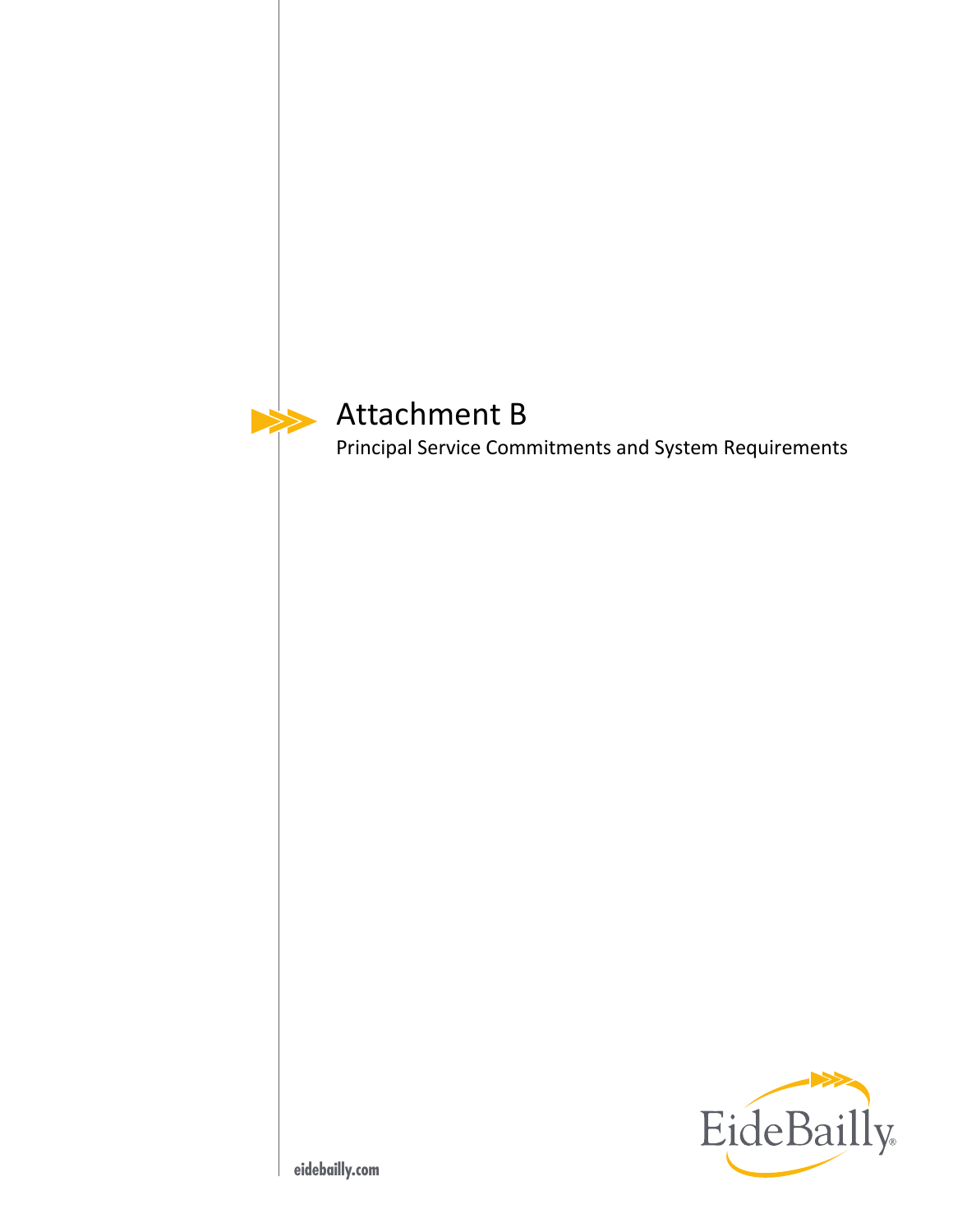# Attachment B

Principal Service Commitments and System Requirements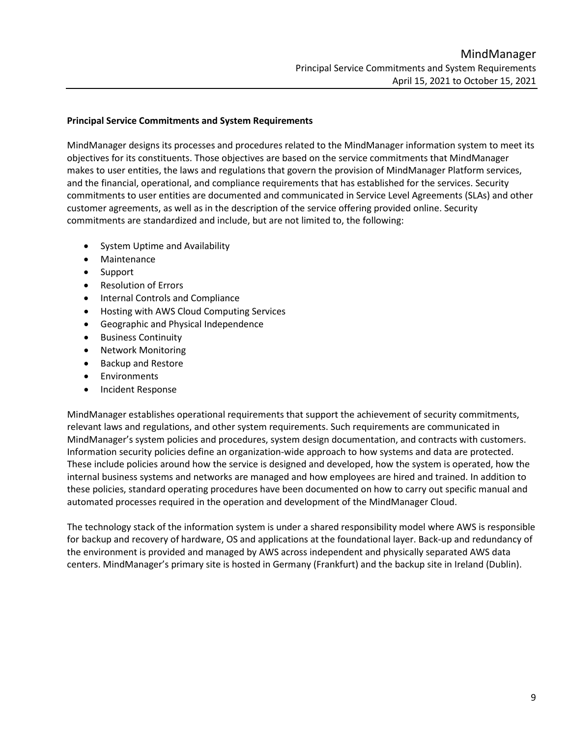**Principal Service Commitments and System Requirements**

MindManager designs its processes and procedures related to the MindManager information system to meet its objectives for its constituents. Those objectives are based on the service commitments that MindManager makes to user entities, the laws and regulations that govern the provision of MindManager Platform services, and the financial, operational, and compliance requirements that has established for the services. Security commitments to user entities are documented and communicated in Service Level Agreements (SLAs) and other customer agreements, as well as in the description of the service offering provided online. Security commitments are standardized and include, but are not limited to, the following:

- System Uptime and Availability
- Maintenance
- Support
- Resolution of Errors
- Internal Controls and Compliance
- Hosting with AWS Cloud Computing Services
- Geographic and Physical Independence
- Business Continuity
- Network Monitoring
- Backup and Restore
- Environments
- Incident Response

MindManager establishes operational requirements that support the achievement of security commitments, relevant laws and regulations, and other system requirements. Such requirements are communicated in MindManager's system policies and procedures, system design documentation, and contracts with customers. Information security policies define an organization-wide approach to how systems and data are protected. These include policies around how the service is designed and developed, how the system is operated, how the internal business systems and networks are managed and how employees are hired and trained. In addition to these policies, standard operating procedures have been documented on how to carry out specific manual and automated processes required in the operation and development of the MindManager Cloud.

The technology stack of the information system is under a shared responsibility model where AWS is responsible for backup and recovery of hardware, OS and applications at the foundational layer. Back-up and redundancy of the environment is provided and managed by AWS across independent and physically separated AWS data centers. MindManager's primary site is hosted in Germany (Frankfurt) and the backup site in Ireland (Dublin).